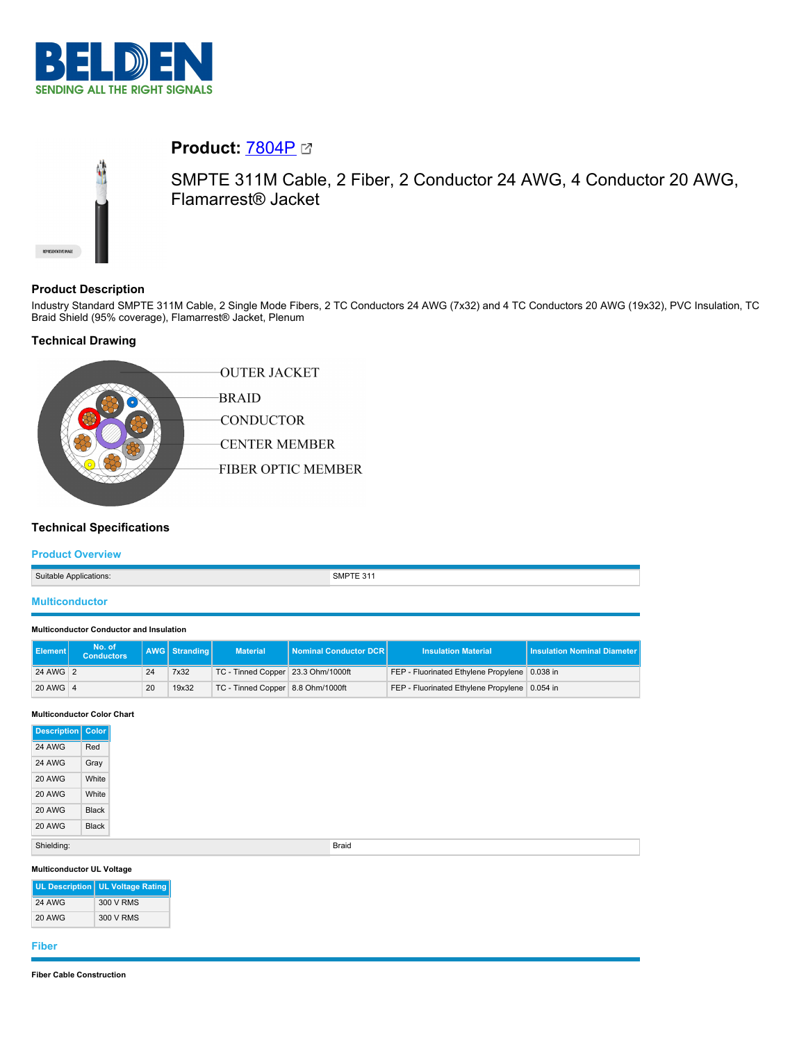# Product: 7804P

SMPTE 311M Cable, 2 Fiber, 2 Conductor 24 AWG, 4 Conductor 20 AWG, Flamarrest® Jacket

## Product Description

Industry Standard SMPTE 311M Cable, 2 Single Mode Fibers, 2 TC Conductors 24 AWG (7x32) and 4 TC Conductors 20 AWG (19x32), PVC Insulation, TC Braid Shield (95% coverage), Flamarrest® Jacket, Plenum

## Technical Drawing

OUTER JACKET
BRAID
CONDUCTOR
CENTER MEMBER
FIBER OPTIC MEMBER

## Technical Specifications

### Product Overview

| Suitable Applications: | SMPTE 311 |
|---|---|

### Multiconductor

**Multiconductor Conductor and Insulation**

| Element | No. of Conductors | AWG | Stranding | Material | Nominal Conductor DCR | Insulation Material | Insulation Nominal Diameter |
|---|---|---|---|---|---|---|---|
| 24 AWG | 2 | 24 | 7x32 | TC - Tinned Copper | 23.3 Ohm/1000ft | FEP - Fluorinated Ethylene Propylene | 0.038 in |
| 20 AWG | 4 | 20 | 19x32 | TC - Tinned Copper | 8.8 Ohm/1000ft | FEP - Fluorinated Ethylene Propylene | 0.054 in |

**Multiconductor Color Chart**

| Description | Color |
|---|---|
| 24 AWG | Red |
| 24 AWG | Gray |
| 20 AWG | White |
| 20 AWG | White |
| 20 AWG | Black |
| 20 AWG | Black |

| Shielding: | Braid |
|---|---|

**Multiconductor UL Voltage**

| UL Description | UL Voltage Rating |
|---|---|
| 24 AWG | 300 V RMS |
| 20 AWG | 300 V RMS |

### Fiber

**Fiber Cable Construction**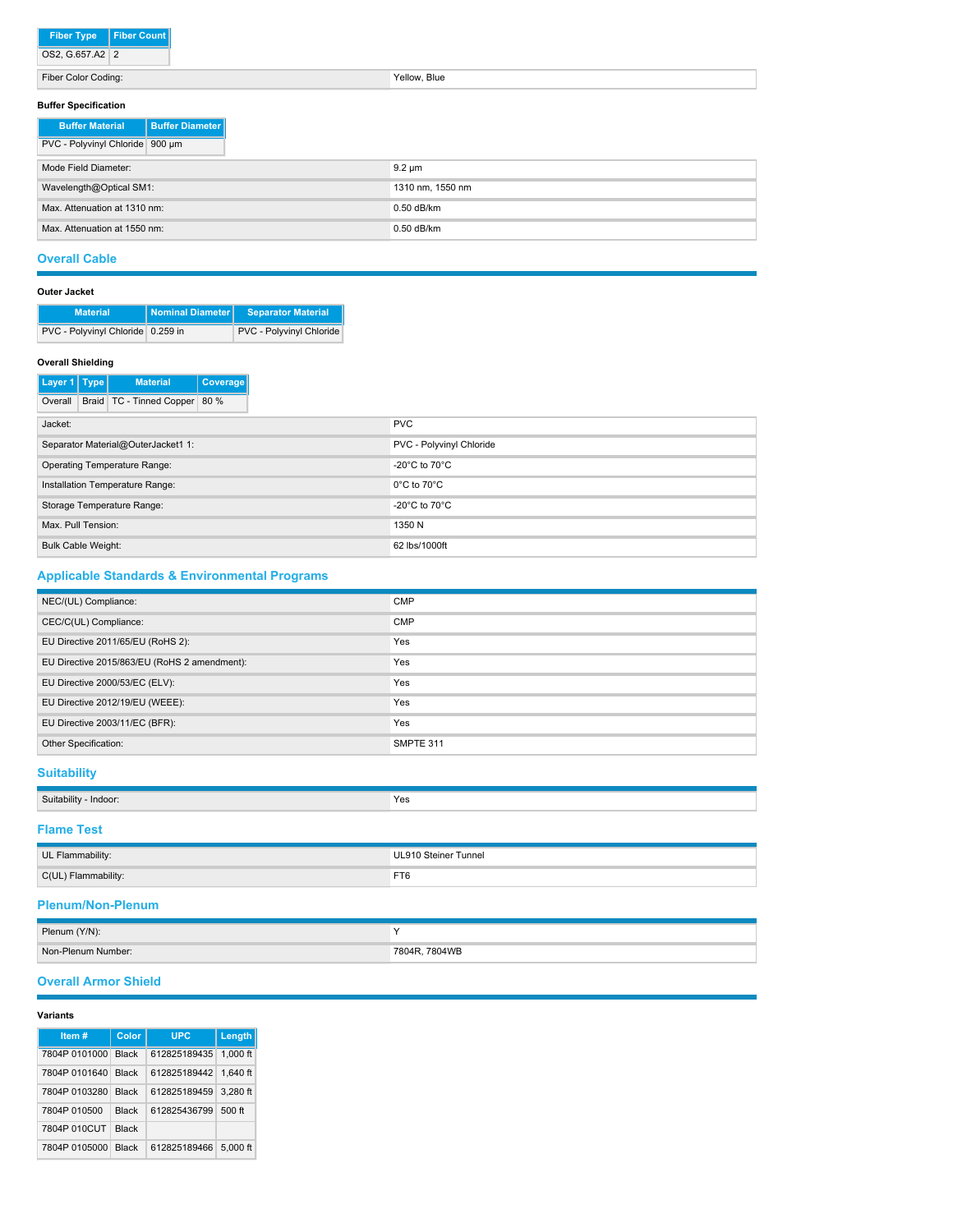| Fiber Type | Fiber Count |
|---|---|
| OS2, G.657.A2 | 2 |

| | |
|---|---|
| Fiber Color Coding: | Yellow, Blue |

**Buffer Specification**

| Buffer Material | Buffer Diameter |
|---|---|
| PVC - Polyvinyl Chloride | 900 µm |

| | |
|---|---|
| Mode Field Diameter: | 9.2 µm |
| Wavelength@Optical SM1: | 1310 nm, 1550 nm |
| Max. Attenuation at 1310 nm: | 0.50 dB/km |
| Max. Attenuation at 1550 nm: | 0.50 dB/km |

## Overall Cable

**Outer Jacket**

| Material | Nominal Diameter | Separator Material |
|---|---|---|
| PVC - Polyvinyl Chloride | 0.259 in | PVC - Polyvinyl Chloride |

**Overall Shielding**

| Layer 1 | Type | Material | Coverage |
|---|---|---|---|
| Overall | Braid | TC - Tinned Copper | 80 % |

| | |
|---|---|
| Jacket: | PVC |
| Separator Material@OuterJacket1 1: | PVC - Polyvinyl Chloride |
| Operating Temperature Range: | -20°C to 70°C |
| Installation Temperature Range: | 0°C to 70°C |
| Storage Temperature Range: | -20°C to 70°C |
| Max. Pull Tension: | 1350 N |
| Bulk Cable Weight: | 62 lbs/1000ft |

## Applicable Standards & Environmental Programs

| | |
|---|---|
| NEC/(UL) Compliance: | CMP |
| CEC/C(UL) Compliance: | CMP |
| EU Directive 2011/65/EU (RoHS 2): | Yes |
| EU Directive 2015/863/EU (RoHS 2 amendment): | Yes |
| EU Directive 2000/53/EC (ELV): | Yes |
| EU Directive 2012/19/EU (WEEE): | Yes |
| EU Directive 2003/11/EC (BFR): | Yes |
| Other Specification: | SMPTE 311 |

## Suitability

| | |
|---|---|
| Suitability - Indoor: | Yes |

## Flame Test

| | |
|---|---|
| UL Flammability: | UL910 Steiner Tunnel |
| C(UL) Flammability: | FT6 |

## Plenum/Non-Plenum

| | |
|---|---|
| Plenum (Y/N): | Y |
| Non-Plenum Number: | 7804R, 7804WB |

## Overall Armor Shield

**Variants**

| Item # | Color | UPC | Length |
|---|---|---|---|
| 7804P 0101000 | Black | 612825189435 | 1,000 ft |
| 7804P 0101640 | Black | 612825189442 | 1,640 ft |
| 7804P 0103280 | Black | 612825189459 | 3,280 ft |
| 7804P 010500 | Black | 612825436799 | 500 ft |
| 7804P 010CUT | Black | | |
| 7804P 0105000 | Black | 612825189466 | 5,000 ft |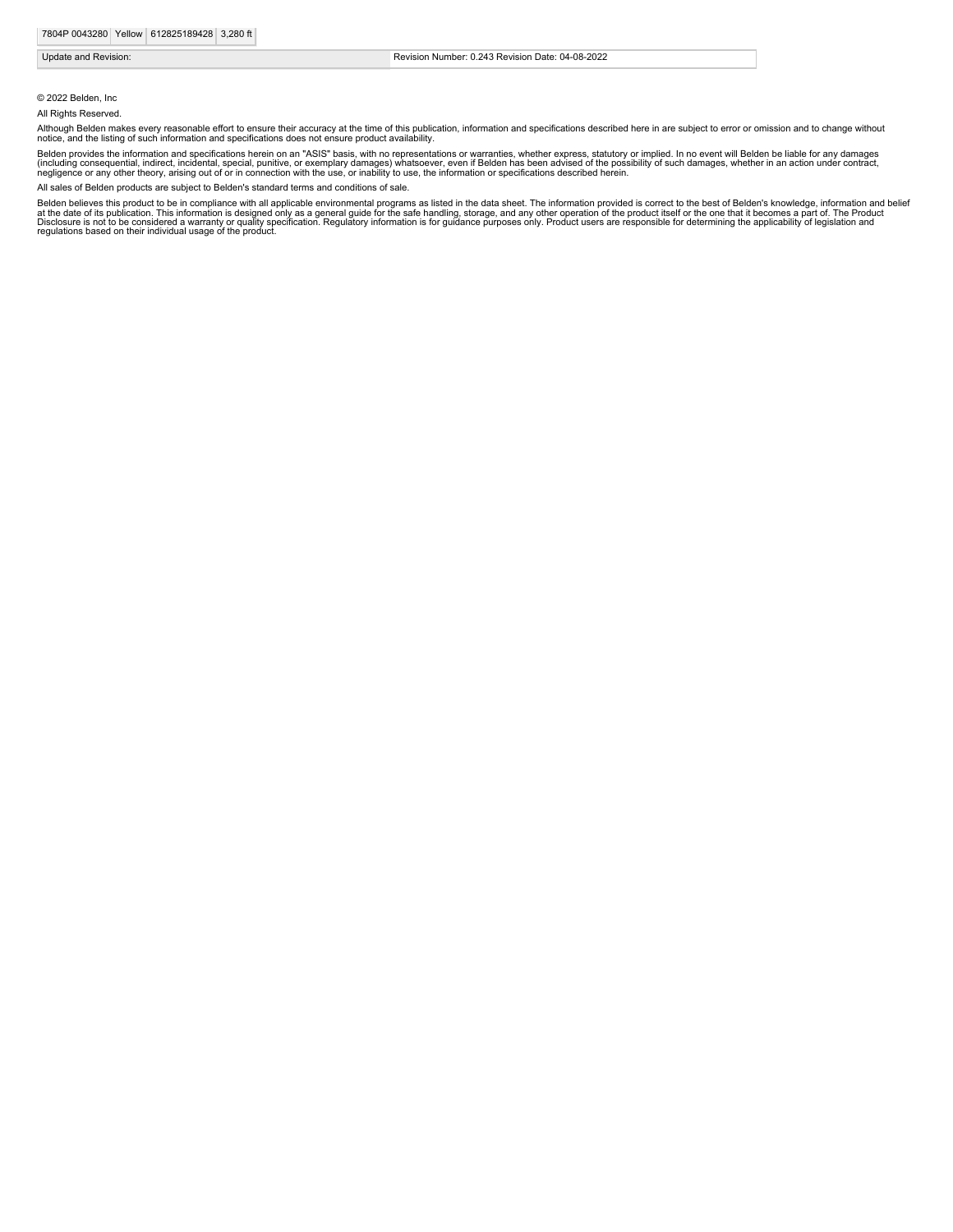| | | | |
|---|---|---|---|
| 7804P 0043280 | Yellow | 612825189428 | 3,280 ft |

| | |
|---|---|
| Update and Revision: | Revision Number: 0.243 Revision Date: 04-08-2022 |

© 2022 Belden, Inc

All Rights Reserved.

Although Belden makes every reasonable effort to ensure their accuracy at the time of this publication, information and specifications described here in are subject to error or omission and to change without notice, and the listing of such information and specifications does not ensure product availability.

Belden provides the information and specifications herein on an "ASIS" basis, with no representations or warranties, whether express, statutory or implied. In no event will Belden be liable for any damages (including consequential, indirect, incidental, special, punitive, or exemplary damages) whatsoever, even if Belden has been advised of the possibility of such damages, whether in an action under contract, negligence or any other theory, arising out of or in connection with the use, or inability to use, the information or specifications described herein.

All sales of Belden products are subject to Belden's standard terms and conditions of sale.

Belden believes this product to be in compliance with all applicable environmental programs as listed in the data sheet. The information provided is correct to the best of Belden's knowledge, information and belief at the date of its publication. This information is designed only as a general guide for the safe handling, storage, and any other operation of the product itself or the one that it becomes a part of. The Product Disclosure is not to be considered a warranty or quality specification. Regulatory information is for guidance purposes only. Product users are responsible for determining the applicability of legislation and regulations based on their individual usage of the product.